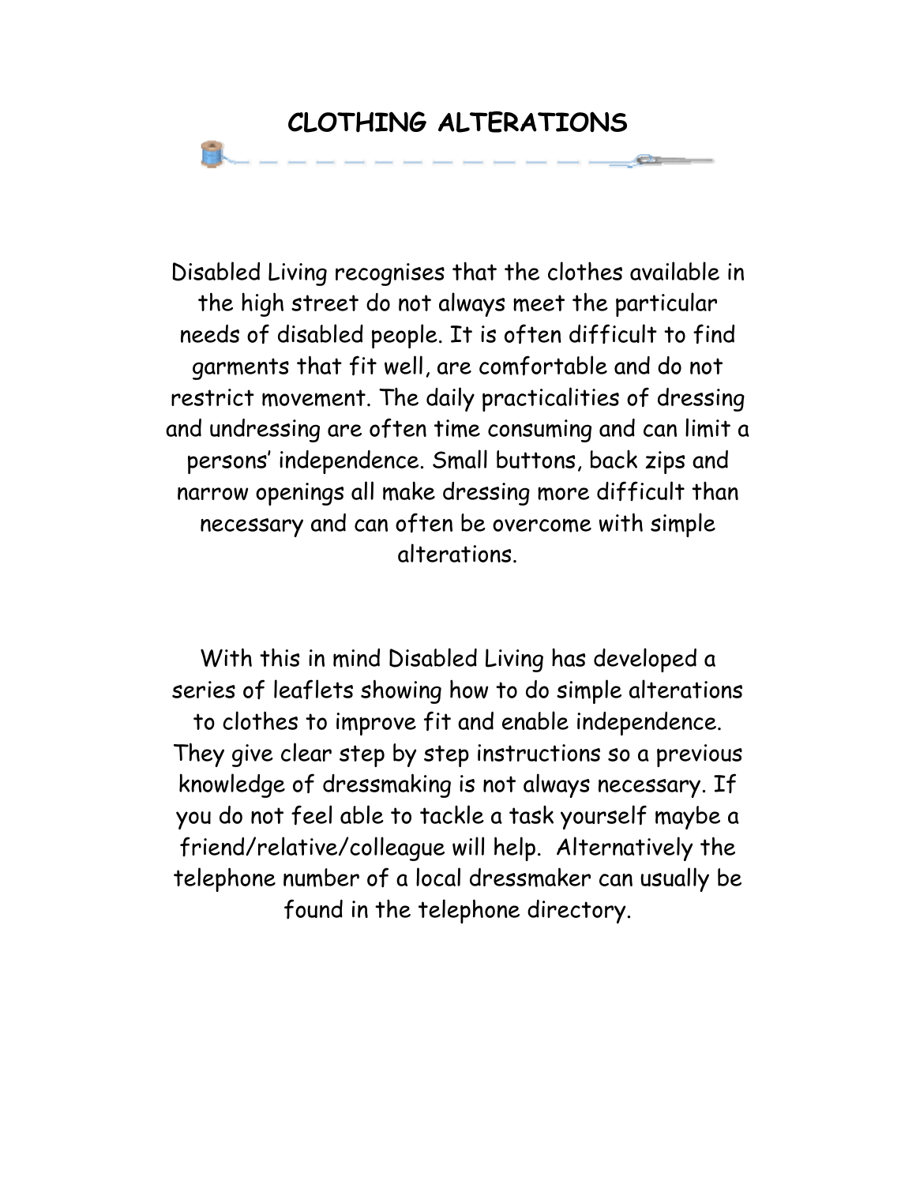# CLOTHING ALTERATIONS

Disabled Living recognises that the clothes available in the high street do not always meet the particular needs of disabled people. It is often difficult to find garments that fit well, are comfortable and do not restrict movement. The daily practicalities of dressing and undressing are often time consuming and can limit a persons' independence. Small buttons, back zips and narrow openings all make dressing more difficult than necessary and can often be overcome with simple alterations.

With this in mind Disabled Living has developed a series of leaflets showing how to do simple alterations to clothes to improve fit and enable independence. They give clear step by step instructions so a previous knowledge of dressmaking is not always necessary. If you do not feel able to tackle a task yourself maybe a friend/relative/colleague will help. Alternatively the telephone number of a local dressmaker can usually be found in the telephone directory.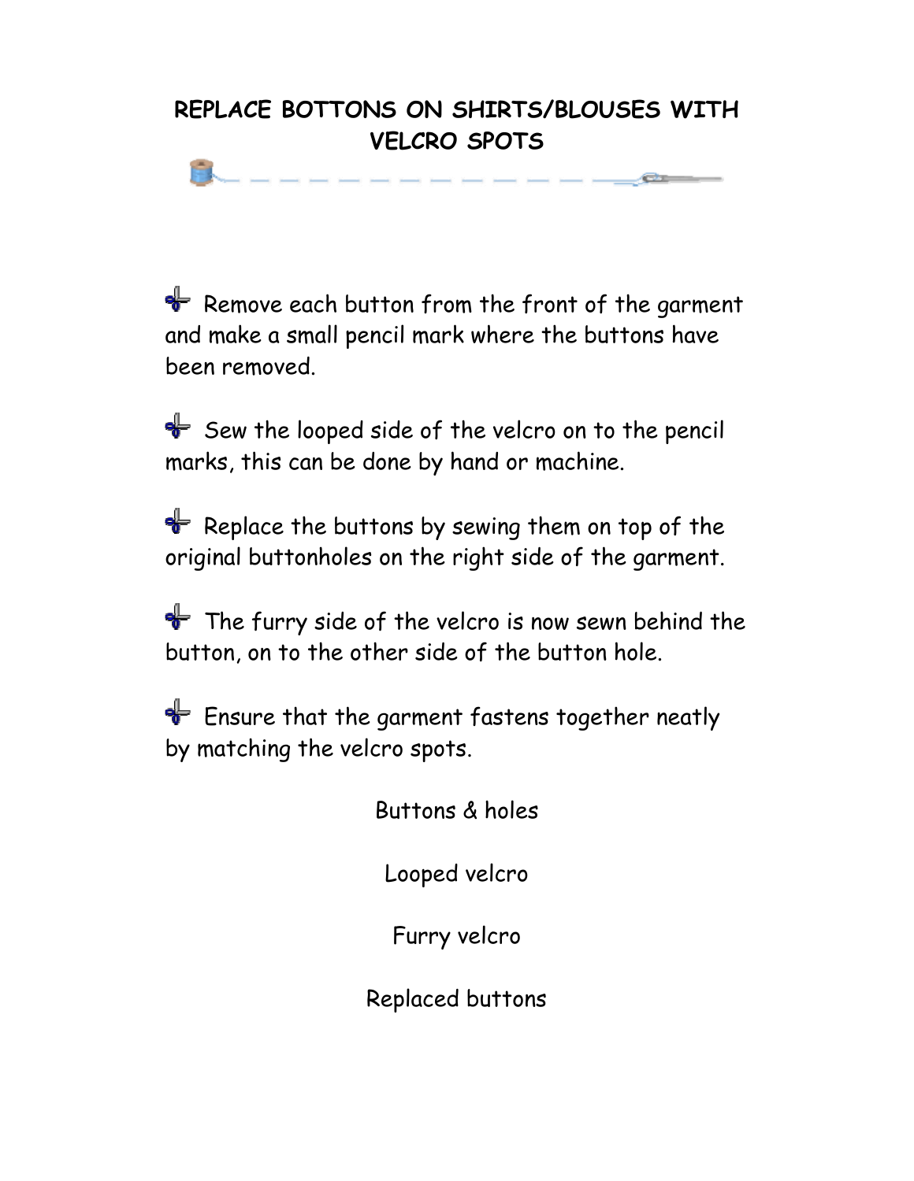# REPLACE BOTTONS ON SHIRTS/BLOUSES WITH VELCRO SPOTS

- Remove each button from the front of the garment and make a small pencil mark where the buttons have been removed.

- Sew the looped side of the velcro on to the pencil marks, this can be done by hand or machine.

- Replace the buttons by sewing them on top of the original buttonholes on the right side of the garment.

- The furry side of the velcro is now sewn behind the button, on to the other side of the button hole.

- Ensure that the garment fastens together neatly by matching the velcro spots.

Buttons & holes

Looped velcro

Furry velcro

Replaced buttons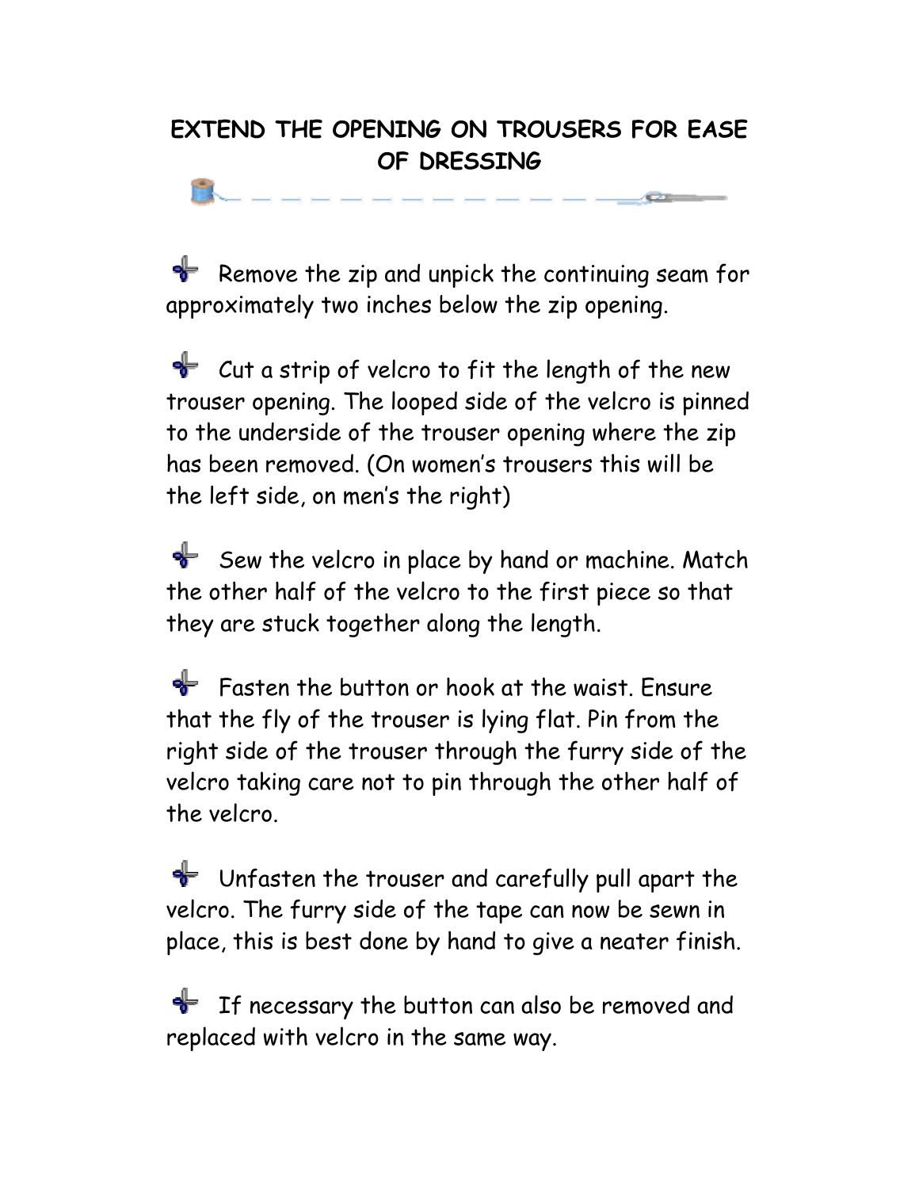# EXTEND THE OPENING ON TROUSERS FOR EASE OF DRESSING

- Remove the zip and unpick the continuing seam for approximately two inches below the zip opening.

- Cut a strip of velcro to fit the length of the new trouser opening. The looped side of the velcro is pinned to the underside of the trouser opening where the zip has been removed. (On women's trousers this will be the left side, on men's the right)

- Sew the velcro in place by hand or machine. Match the other half of the velcro to the first piece so that they are stuck together along the length.

- Fasten the button or hook at the waist. Ensure that the fly of the trouser is lying flat. Pin from the right side of the trouser through the furry side of the velcro taking care not to pin through the other half of the velcro.

- Unfasten the trouser and carefully pull apart the velcro. The furry side of the tape can now be sewn in place, this is best done by hand to give a neater finish.

- If necessary the button can also be removed and replaced with velcro in the same way.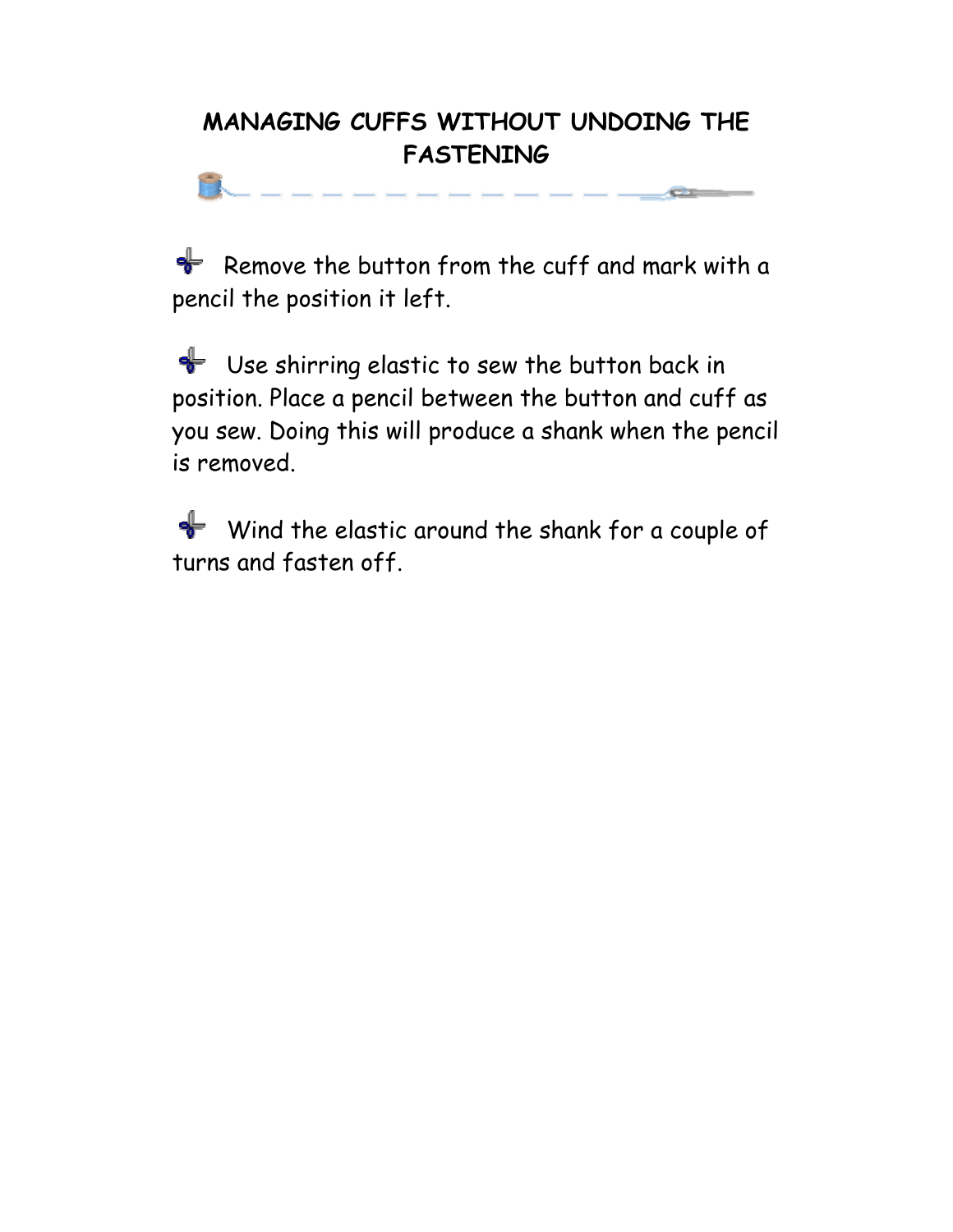# MANAGING CUFFS WITHOUT UNDOING THE FASTENING

- Remove the button from the cuff and mark with a pencil the position it left.

- Use shirring elastic to sew the button back in position. Place a pencil between the button and cuff as you sew. Doing this will produce a shank when the pencil is removed.

- Wind the elastic around the shank for a couple of turns and fasten off.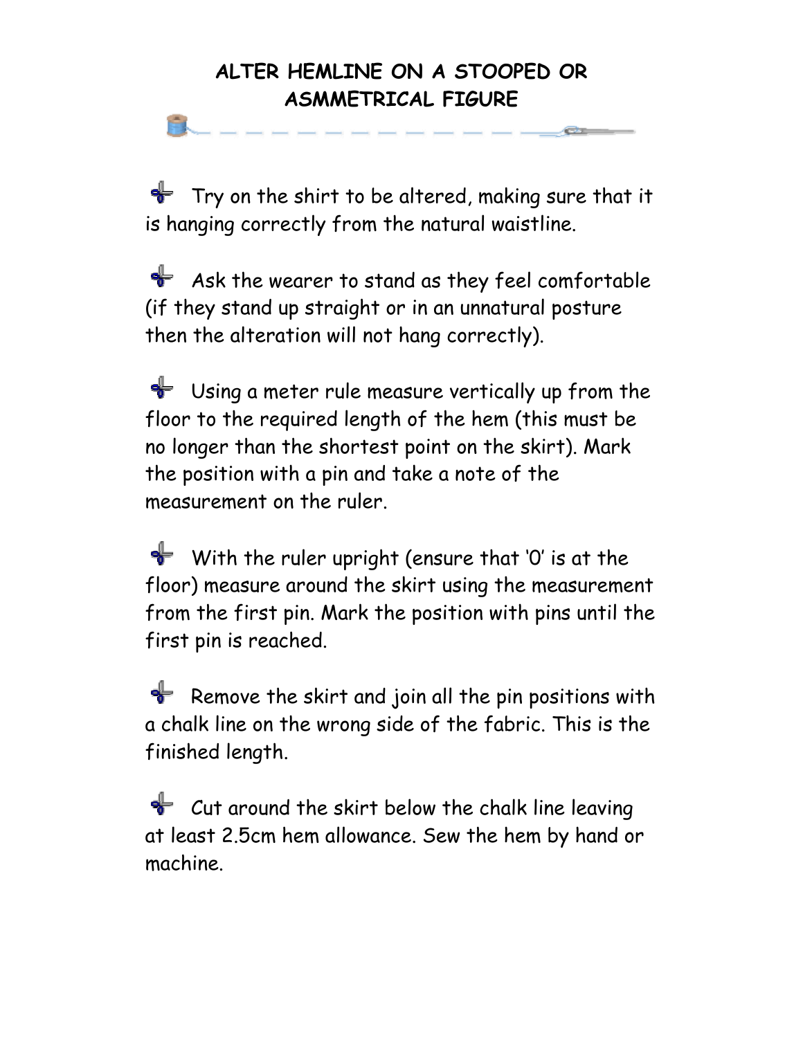# ALTER HEMLINE ON A STOOPED OR ASMMETRICAL FIGURE

- Try on the shirt to be altered, making sure that it is hanging correctly from the natural waistline.

- Ask the wearer to stand as they feel comfortable (if they stand up straight or in an unnatural posture then the alteration will not hang correctly).

- Using a meter rule measure vertically up from the floor to the required length of the hem (this must be no longer than the shortest point on the skirt). Mark the position with a pin and take a note of the measurement on the ruler.

- With the ruler upright (ensure that '0' is at the floor) measure around the skirt using the measurement from the first pin. Mark the position with pins until the first pin is reached.

- Remove the skirt and join all the pin positions with a chalk line on the wrong side of the fabric. This is the finished length.

- Cut around the skirt below the chalk line leaving at least 2.5cm hem allowance. Sew the hem by hand or machine.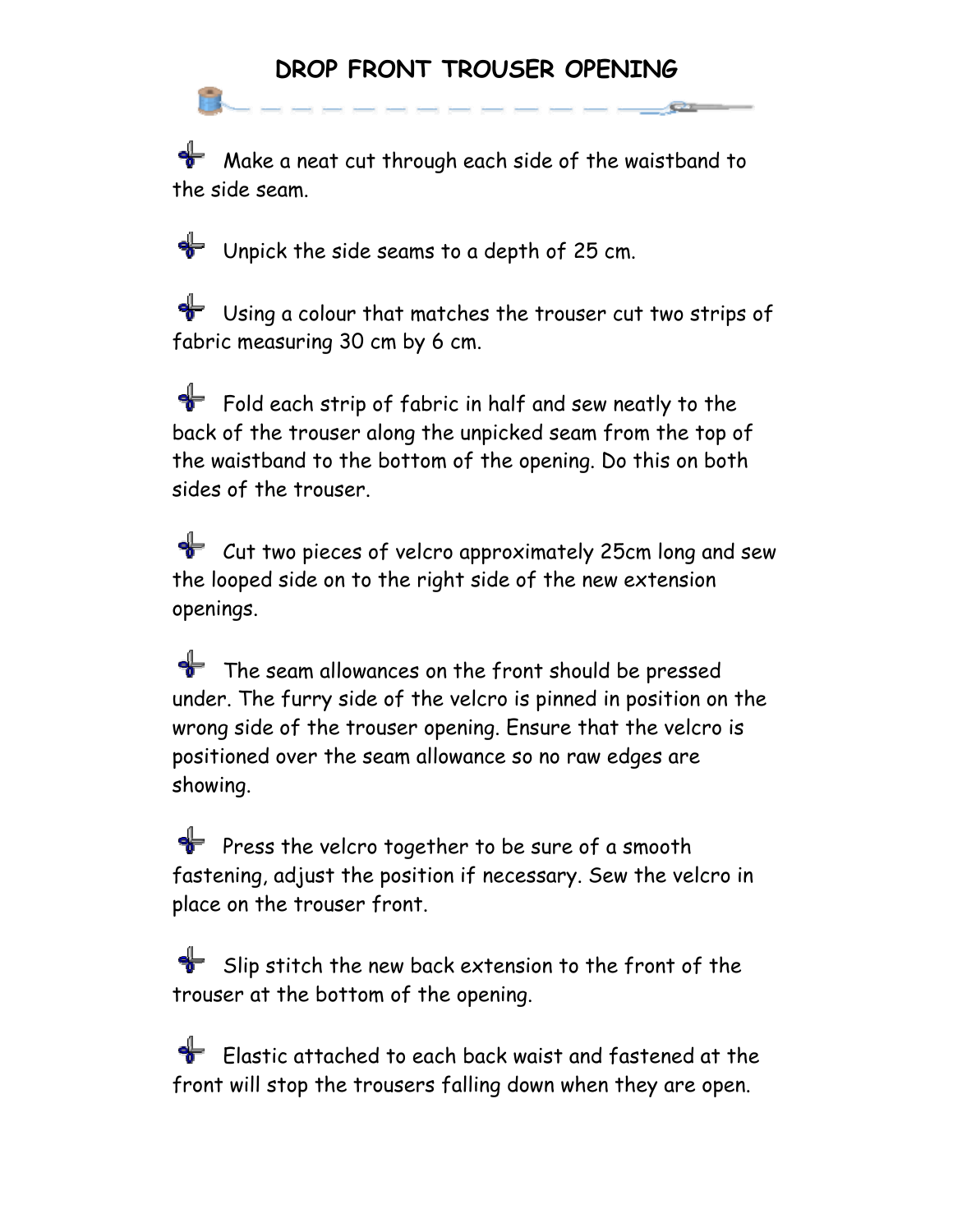# DROP FRONT TROUSER OPENING

- Make a neat cut through each side of the waistband to the side seam.

- Unpick the side seams to a depth of 25 cm.

- Using a colour that matches the trouser cut two strips of fabric measuring 30 cm by 6 cm.

- Fold each strip of fabric in half and sew neatly to the back of the trouser along the unpicked seam from the top of the waistband to the bottom of the opening. Do this on both sides of the trouser.

- Cut two pieces of velcro approximately 25cm long and sew the looped side on to the right side of the new extension openings.

- The seam allowances on the front should be pressed under. The furry side of the velcro is pinned in position on the wrong side of the trouser opening. Ensure that the velcro is positioned over the seam allowance so no raw edges are showing.

- Press the velcro together to be sure of a smooth fastening, adjust the position if necessary. Sew the velcro in place on the trouser front.

- Slip stitch the new back extension to the front of the trouser at the bottom of the opening.

- Elastic attached to each back waist and fastened at the front will stop the trousers falling down when they are open.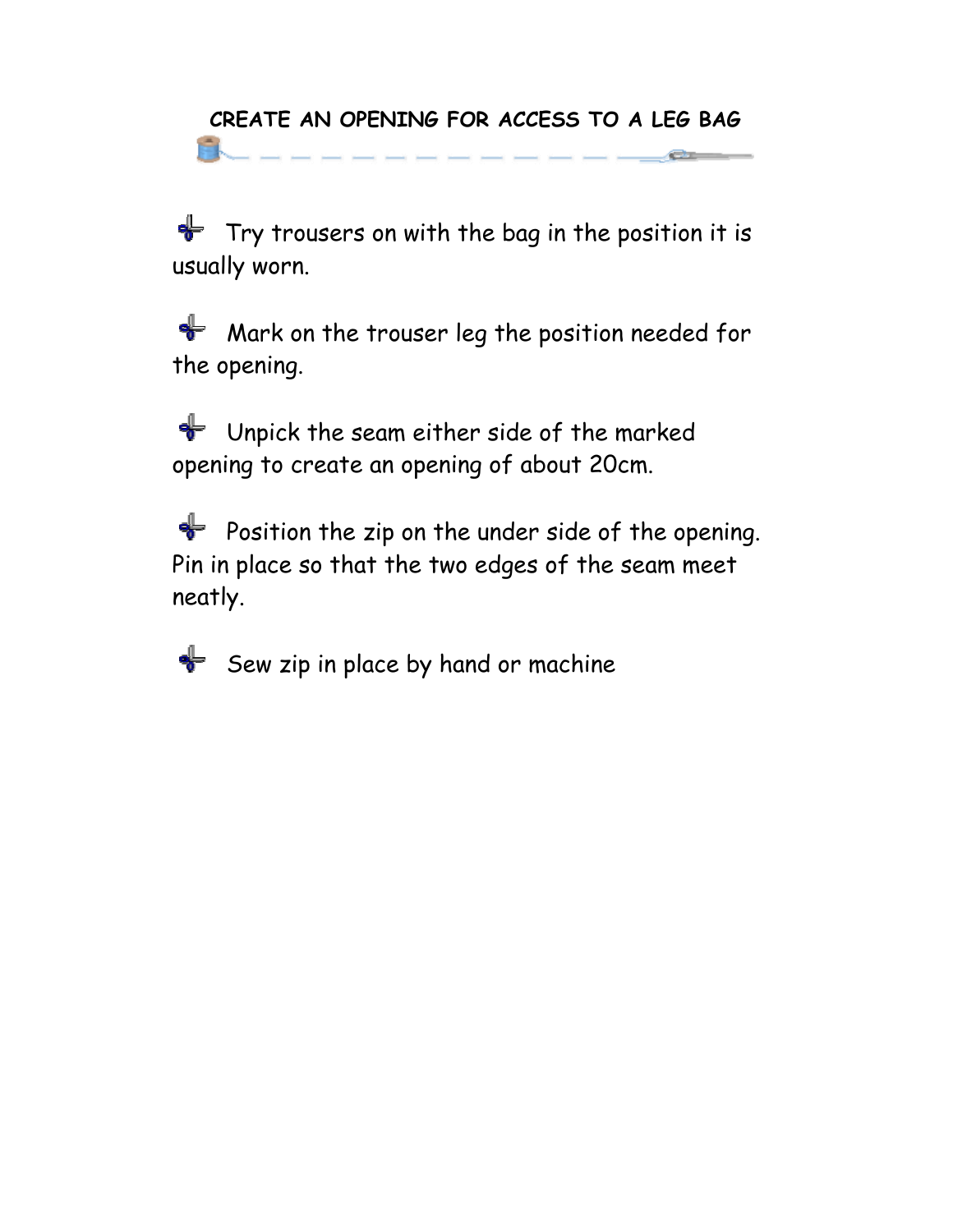## CREATE AN OPENING FOR ACCESS TO A LEG BAG

- Try trousers on with the bag in the position it is usually worn.
- Mark on the trouser leg the position needed for the opening.
- Unpick the seam either side of the marked opening to create an opening of about 20cm.
- Position the zip on the under side of the opening. Pin in place so that the two edges of the seam meet neatly.
- Sew zip in place by hand or machine